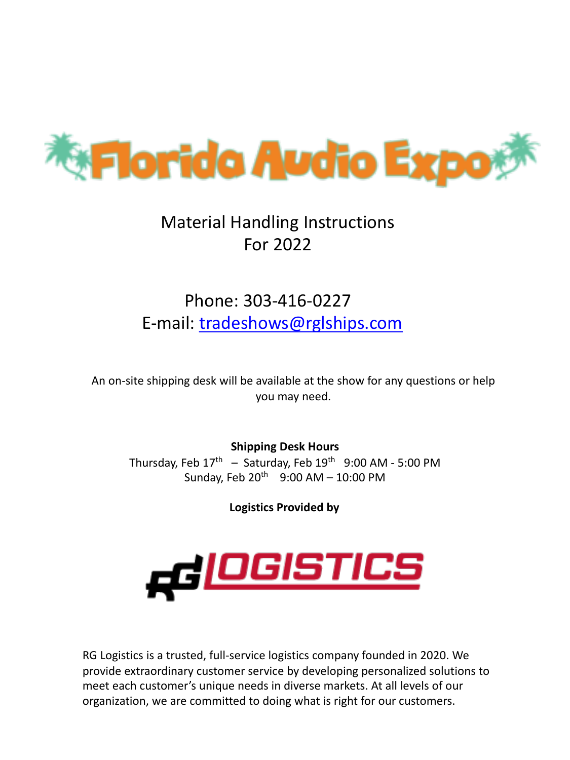# Florida Audio Expo

Material Handling Instructions
For 2022

Phone: 303-416-0227
E-mail: tradeshows@rglships.com

An on-site shipping desk will be available at the show for any questions or help you may need.

**Shipping Desk Hours**

Thursday, Feb 17th – Saturday, Feb 19th 9:00 AM - 5:00 PM
Sunday, Feb 20th 9:00 AM – 10:00 PM

**Logistics Provided by**

RG LOGISTICS

RG Logistics is a trusted, full-service logistics company founded in 2020. We provide extraordinary customer service by developing personalized solutions to meet each customer's unique needs in diverse markets. At all levels of our organization, we are committed to doing what is right for our customers.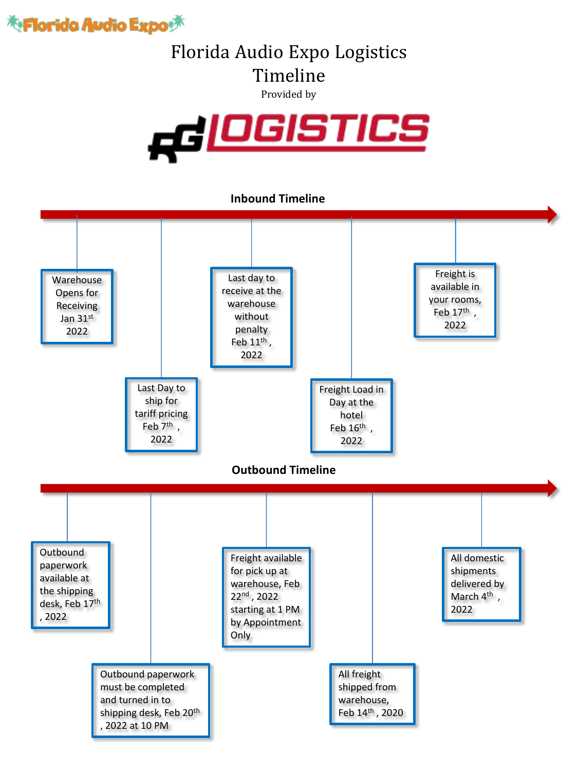Florida Audio Expo

# Florida Audio Expo Logistics Timeline

Provided by

RG LOGISTICS

## Inbound Timeline

- Warehouse Opens for Receiving Jan 31st 2022
- Last Day to ship for tariff pricing Feb 7th , 2022
- Last day to receive at the warehouse without penalty Feb 11th , 2022
- Freight Load in Day at the hotel Feb 16th , 2022
- Freight is available in your rooms, Feb 17th , 2022

## Outbound Timeline

- Outbound paperwork available at the shipping desk, Feb 17th , 2022
- Outbound paperwork must be completed and turned in to shipping desk, Feb 20th , 2022 at 10 PM
- Freight available for pick up at warehouse, Feb 22nd , 2022 starting at 1 PM by Appointment Only
- All freight shipped from warehouse, Feb 14th , 2020
- All domestic shipments delivered by March 4th , 2022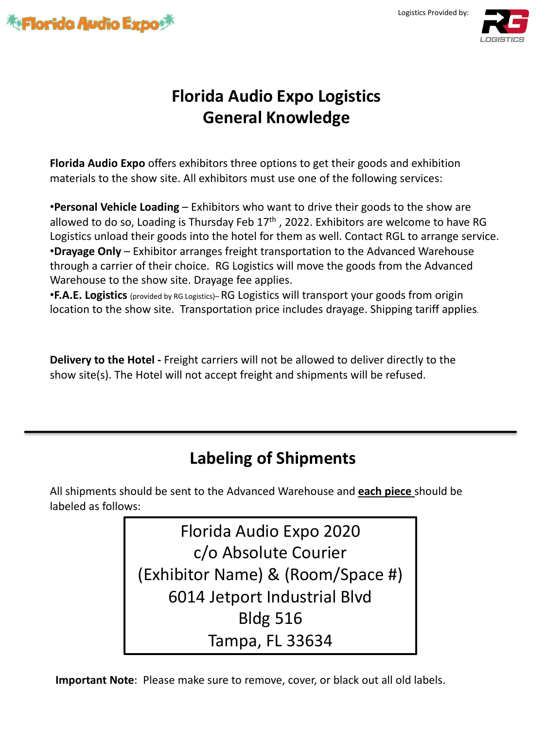Florida Audio Expo

Logistics Provided by: RG LOGISTICS

# Florida Audio Expo Logistics General Knowledge

**Florida Audio Expo** offers exhibitors three options to get their goods and exhibition materials to the show site. All exhibitors must use one of the following services:

•**Personal Vehicle Loading** – Exhibitors who want to drive their goods to the show are allowed to do so, Loading is Thursday Feb 17th , 2022. Exhibitors are welcome to have RG Logistics unload their goods into the hotel for them as well. Contact RGL to arrange service.

•**Drayage Only** – Exhibitor arranges freight transportation to the Advanced Warehouse through a carrier of their choice. RG Logistics will move the goods from the Advanced Warehouse to the show site. Drayage fee applies.

•**F.A.E. Logistics** (provided by RG Logistics)– RG Logistics will transport your goods from origin location to the show site. Transportation price includes drayage. Shipping tariff applies.

**Delivery to the Hotel -** Freight carriers will not be allowed to deliver directly to the show site(s). The Hotel will not accept freight and shipments will be refused.

## Labeling of Shipments

All shipments should be sent to the Advanced Warehouse and **each piece** should be labeled as follows:

Florida Audio Expo 2020
c/o Absolute Courier
(Exhibitor Name) & (Room/Space #)
6014 Jetport Industrial Blvd
Bldg 516
Tampa, FL 33634

**Important Note**: Please make sure to remove, cover, or black out all old labels.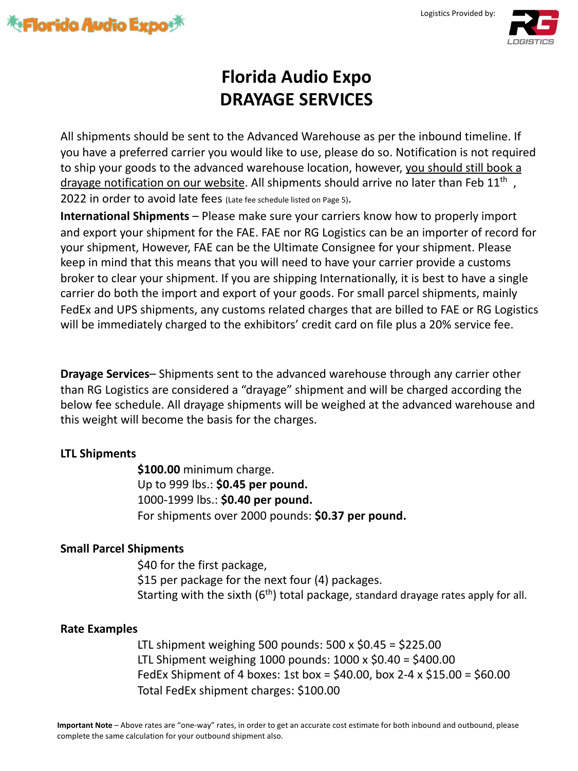Florida Audio Expo

Logistics Provided by: RG LOGISTICS

# Florida Audio Expo
# DRAYAGE SERVICES

All shipments should be sent to the Advanced Warehouse as per the inbound timeline. If you have a preferred carrier you would like to use, please do so. Notification is not required to ship your goods to the advanced warehouse location, however, you should still book a drayage notification on our website. All shipments should arrive no later than Feb 11th , 2022 in order to avoid late fees (Late fee schedule listed on Page 5).

**International Shipments** – Please make sure your carriers know how to properly import and export your shipment for the FAE. FAE nor RG Logistics can be an importer of record for your shipment, However, FAE can be the Ultimate Consignee for your shipment. Please keep in mind that this means that you will need to have your carrier provide a customs broker to clear your shipment. If you are shipping Internationally, it is best to have a single carrier do both the import and export of your goods. For small parcel shipments, mainly FedEx and UPS shipments, any customs related charges that are billed to FAE or RG Logistics will be immediately charged to the exhibitors' credit card on file plus a 20% service fee.

**Drayage Services**– Shipments sent to the advanced warehouse through any carrier other than RG Logistics are considered a "drayage" shipment and will be charged according the below fee schedule. All drayage shipments will be weighed at the advanced warehouse and this weight will become the basis for the charges.

### LTL Shipments

**$100.00** minimum charge.
Up to 999 lbs.: **$0.45 per pound.**
1000-1999 lbs.: **$0.40 per pound.**
For shipments over 2000 pounds: **$0.37 per pound.**

### Small Parcel Shipments

$40 for the first package,
$15 per package for the next four (4) packages.
Starting with the sixth (6th) total package, standard drayage rates apply for all.

### Rate Examples

LTL shipment weighing 500 pounds: 500 x $0.45 = $225.00
LTL Shipment weighing 1000 pounds: 1000 x $0.40 = $400.00
FedEx Shipment of 4 boxes: 1st box = $40.00, box 2-4 x $15.00 = $60.00
Total FedEx shipment charges: $100.00

**Important Note** – Above rates are "one-way" rates, in order to get an accurate cost estimate for both inbound and outbound, please complete the same calculation for your outbound shipment also.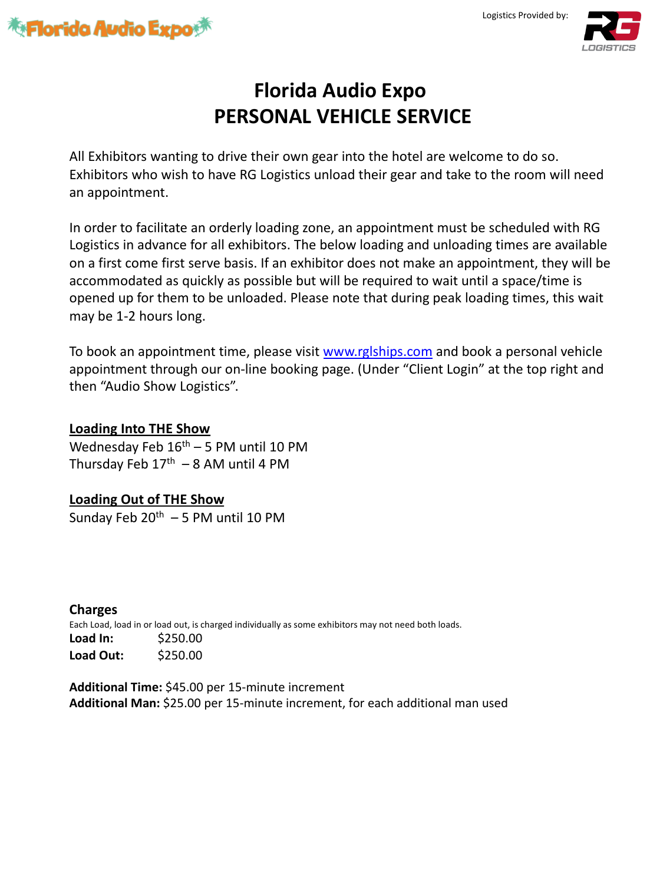Logistics Provided by: RG LOGISTICS

# Florida Audio Expo
# PERSONAL VEHICLE SERVICE

All Exhibitors wanting to drive their own gear into the hotel are welcome to do so. Exhibitors who wish to have RG Logistics unload their gear and take to the room will need an appointment.

In order to facilitate an orderly loading zone, an appointment must be scheduled with RG Logistics in advance for all exhibitors. The below loading and unloading times are available on a first come first serve basis. If an exhibitor does not make an appointment, they will be accommodated as quickly as possible but will be required to wait until a space/time is opened up for them to be unloaded. Please note that during peak loading times, this wait may be 1-2 hours long.

To book an appointment time, please visit [www.rglships.com](http://www.rglships.com) and book a personal vehicle appointment through our on-line booking page. (Under "Client Login" at the top right and then "Audio Show Logistics".

**Loading Into THE Show**
Wednesday Feb 16th – 5 PM until 10 PM
Thursday Feb 17th – 8 AM until 4 PM

**Loading Out of THE Show**
Sunday Feb 20th – 5 PM until 10 PM

**Charges**
Each Load, load in or load out, is charged individually as some exhibitors may not need both loads.
**Load In:** $250.00
**Load Out:** $250.00

**Additional Time:** $45.00 per 15-minute increment
**Additional Man:** $25.00 per 15-minute increment, for each additional man used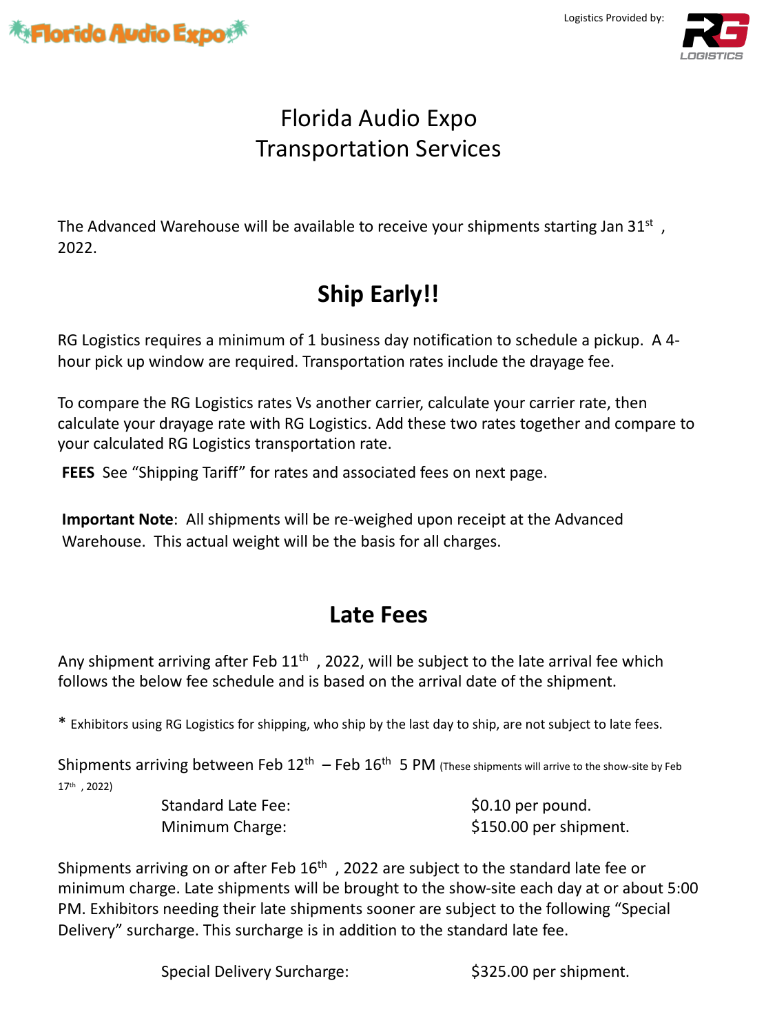Florida Audio Expo

Logistics Provided by: RG LOGISTICS

# Florida Audio Expo
# Transportation Services

The Advanced Warehouse will be available to receive your shipments starting Jan 31st , 2022.

## Ship Early!!

RG Logistics requires a minimum of 1 business day notification to schedule a pickup. A 4-hour pick up window are required. Transportation rates include the drayage fee.

To compare the RG Logistics rates Vs another carrier, calculate your carrier rate, then calculate your drayage rate with RG Logistics. Add these two rates together and compare to your calculated RG Logistics transportation rate.

**FEES** See "Shipping Tariff" for rates and associated fees on next page.

**Important Note**: All shipments will be re-weighed upon receipt at the Advanced Warehouse. This actual weight will be the basis for all charges.

## Late Fees

Any shipment arriving after Feb 11th , 2022, will be subject to the late arrival fee which follows the below fee schedule and is based on the arrival date of the shipment.

* Exhibitors using RG Logistics for shipping, who ship by the last day to ship, are not subject to late fees.

Shipments arriving between Feb 12th – Feb 16th 5 PM (These shipments will arrive to the show-site by Feb 17th , 2022)

| | |
|---|---|
| Standard Late Fee: | $0.10 per pound. |
| Minimum Charge: | $150.00 per shipment. |

Shipments arriving on or after Feb 16th , 2022 are subject to the standard late fee or minimum charge. Late shipments will be brought to the show-site each day at or about 5:00 PM. Exhibitors needing their late shipments sooner are subject to the following "Special Delivery" surcharge. This surcharge is in addition to the standard late fee.

| | |
|---|---|
| Special Delivery Surcharge: | $325.00 per shipment. |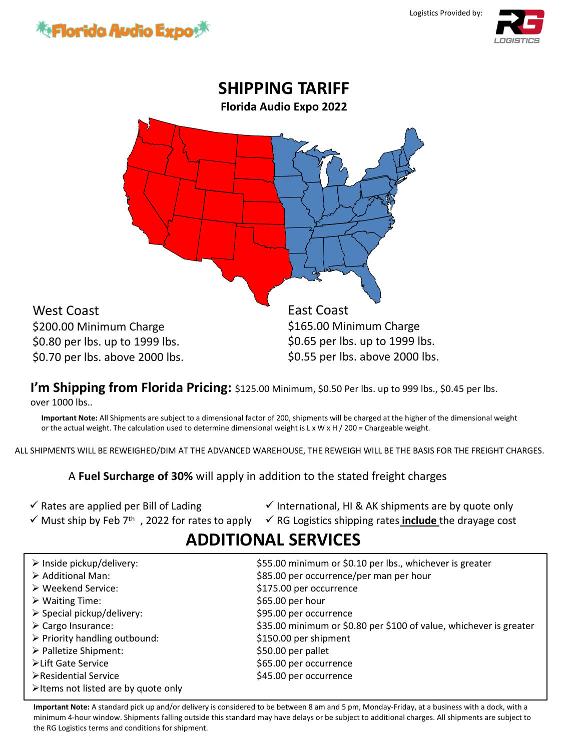Florida Audio Expo

Logistics Provided by: RG LOGISTICS

# SHIPPING TARIFF

## Florida Audio Expo 2022

West Coast
$200.00 Minimum Charge
$0.80 per lbs. up to 1999 lbs.
$0.70 per lbs. above 2000 lbs.

East Coast
$165.00 Minimum Charge
$0.65 per lbs. up to 1999 lbs.
$0.55 per lbs. above 2000 lbs.

**I'm Shipping from Florida Pricing:** $125.00 Minimum, $0.50 Per lbs. up to 999 lbs., $0.45 per lbs. over 1000 lbs..

**Important Note:** All Shipments are subject to a dimensional factor of 200, shipments will be charged at the higher of the dimensional weight or the actual weight. The calculation used to determine dimensional weight is L x W x H / 200 = Chargeable weight.

ALL SHIPMENTS WILL BE REWEIGHED/DIM AT THE ADVANCED WAREHOUSE, THE REWEIGH WILL BE THE BASIS FOR THE FREIGHT CHARGES.

A **Fuel Surcharge of 30%** will apply in addition to the stated freight charges

- ✓ Rates are applied per Bill of Lading
- ✓ Must ship by Feb 7th , 2022 for rates to apply
- ✓ International, HI & AK shipments are by quote only
- ✓ RG Logistics shipping rates **include** the drayage cost

# ADDITIONAL SERVICES

| Service | Rate |
|---|---|
| Inside pickup/delivery: | $55.00 minimum or $0.10 per lbs., whichever is greater |
| Additional Man: | $85.00 per occurrence/per man per hour |
| Weekend Service: | $175.00 per occurrence |
| Waiting Time: | $65.00 per hour |
| Special pickup/delivery: | $95.00 per occurrence |
| Cargo Insurance: | $35.00 minimum or $0.80 per $100 of value, whichever is greater |
| Priority handling outbound: | $150.00 per shipment |
| Palletize Shipment: | $50.00 per pallet |
| Lift Gate Service | $65.00 per occurrence |
| Residential Service | $45.00 per occurrence |
| Items not listed are by quote only | |

**Important Note:** A standard pick up and/or delivery is considered to be between 8 am and 5 pm, Monday-Friday, at a business with a dock, with a minimum 4-hour window. Shipments falling outside this standard may have delays or be subject to additional charges. All shipments are subject to the RG Logistics terms and conditions for shipment.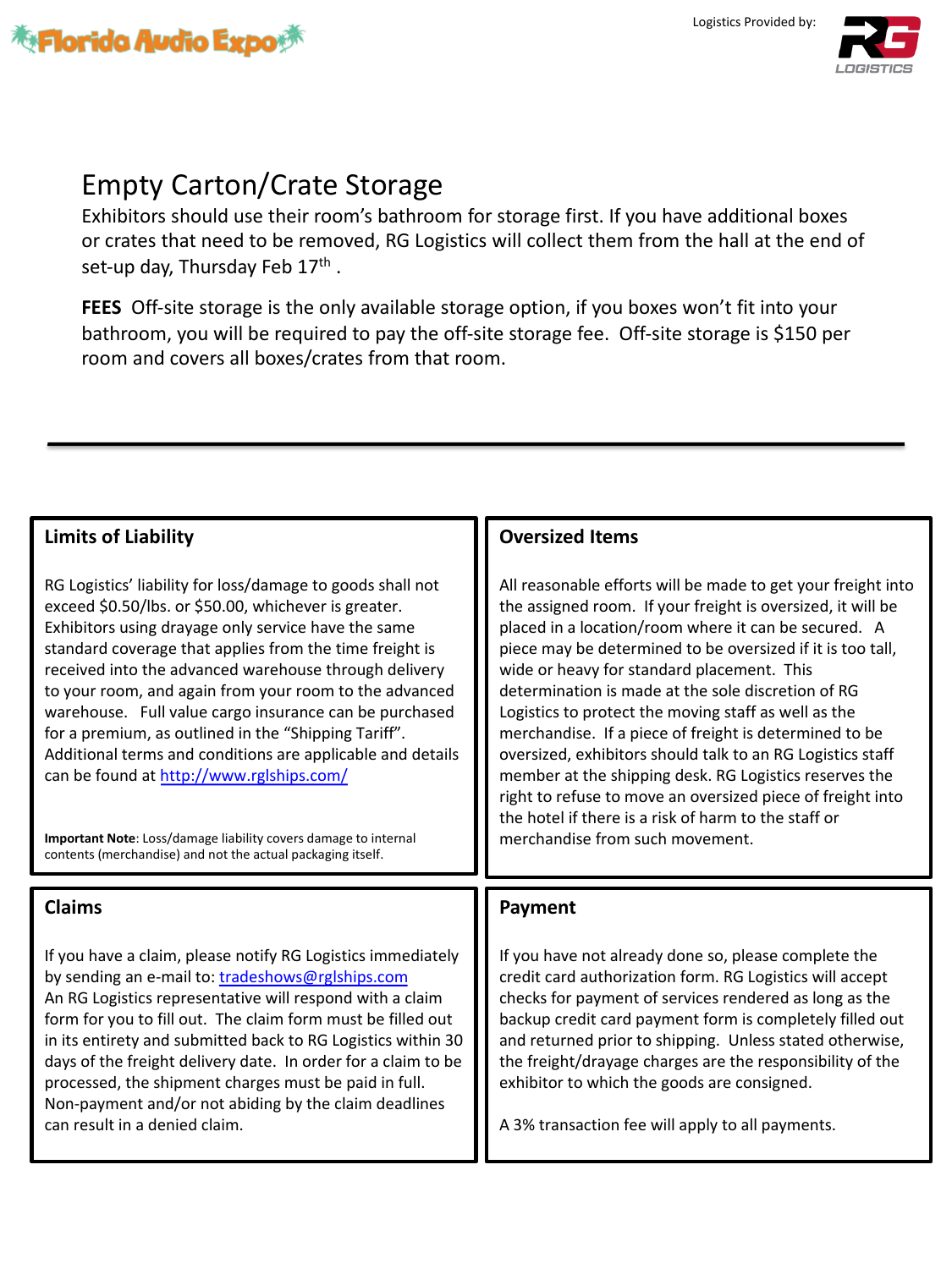# Empty Carton/Crate Storage

Exhibitors should use their room's bathroom for storage first. If you have additional boxes or crates that need to be removed, RG Logistics will collect them from the hall at the end of set-up day, Thursday Feb 17th .

**FEES** Off-site storage is the only available storage option, if you boxes won't fit into your bathroom, you will be required to pay the off-site storage fee. Off-site storage is $150 per room and covers all boxes/crates from that room.

---

## Limits of Liability

RG Logistics' liability for loss/damage to goods shall not exceed $0.50/lbs. or $50.00, whichever is greater. Exhibitors using drayage only service have the same standard coverage that applies from the time freight is received into the advanced warehouse through delivery to your room, and again from your room to the advanced warehouse. Full value cargo insurance can be purchased for a premium, as outlined in the "Shipping Tariff". Additional terms and conditions are applicable and details can be found at http://www.rglships.com/

**Important Note**: Loss/damage liability covers damage to internal contents (merchandise) and not the actual packaging itself.

## Oversized Items

All reasonable efforts will be made to get your freight into the assigned room. If your freight is oversized, it will be placed in a location/room where it can be secured. A piece may be determined to be oversized if it is too tall, wide or heavy for standard placement. This determination is made at the sole discretion of RG Logistics to protect the moving staff as well as the merchandise. If a piece of freight is determined to be oversized, exhibitors should talk to an RG Logistics staff member at the shipping desk. RG Logistics reserves the right to refuse to move an oversized piece of freight into the hotel if there is a risk of harm to the staff or merchandise from such movement.

## Claims

If you have a claim, please notify RG Logistics immediately by sending an e-mail to: tradeshows@rglships.com An RG Logistics representative will respond with a claim form for you to fill out. The claim form must be filled out in its entirety and submitted back to RG Logistics within 30 days of the freight delivery date. In order for a claim to be processed, the shipment charges must be paid in full. Non-payment and/or not abiding by the claim deadlines can result in a denied claim.

## Payment

If you have not already done so, please complete the credit card authorization form. RG Logistics will accept checks for payment of services rendered as long as the backup credit card payment form is completely filled out and returned prior to shipping. Unless stated otherwise, the freight/drayage charges are the responsibility of the exhibitor to which the goods are consigned.

A 3% transaction fee will apply to all payments.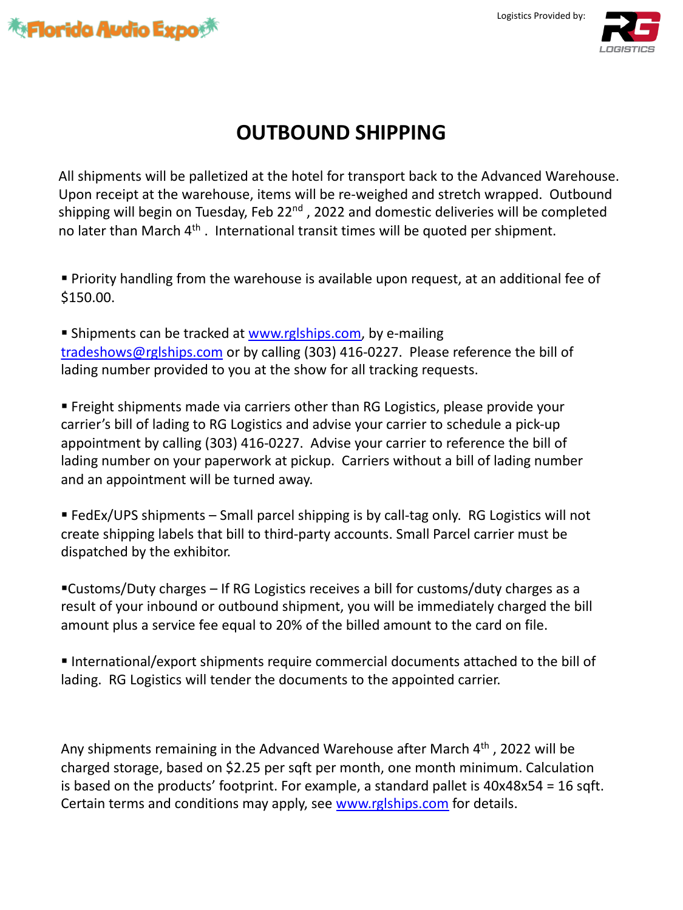Florida Audio Expo

Logistics Provided by:

RG LOGISTICS

# OUTBOUND SHIPPING

All shipments will be palletized at the hotel for transport back to the Advanced Warehouse. Upon receipt at the warehouse, items will be re-weighed and stretch wrapped. Outbound shipping will begin on Tuesday, Feb 22nd, 2022 and domestic deliveries will be completed no later than March 4th. International transit times will be quoted per shipment.

- Priority handling from the warehouse is available upon request, at an additional fee of $150.00.
- Shipments can be tracked at www.rglships.com, by e-mailing tradeshows@rglships.com or by calling (303) 416-0227. Please reference the bill of lading number provided to you at the show for all tracking requests.
- Freight shipments made via carriers other than RG Logistics, please provide your carrier's bill of lading to RG Logistics and advise your carrier to schedule a pick-up appointment by calling (303) 416-0227. Advise your carrier to reference the bill of lading number on your paperwork at pickup. Carriers without a bill of lading number and an appointment will be turned away.
- FedEx/UPS shipments – Small parcel shipping is by call-tag only. RG Logistics will not create shipping labels that bill to third-party accounts. Small Parcel carrier must be dispatched by the exhibitor.
- Customs/Duty charges – If RG Logistics receives a bill for customs/duty charges as a result of your inbound or outbound shipment, you will be immediately charged the bill amount plus a service fee equal to 20% of the billed amount to the card on file.
- International/export shipments require commercial documents attached to the bill of lading. RG Logistics will tender the documents to the appointed carrier.

Any shipments remaining in the Advanced Warehouse after March 4th, 2022 will be charged storage, based on $2.25 per sqft per month, one month minimum. Calculation is based on the products' footprint. For example, a standard pallet is 40x48x54 = 16 sqft. Certain terms and conditions may apply, see www.rglships.com for details.